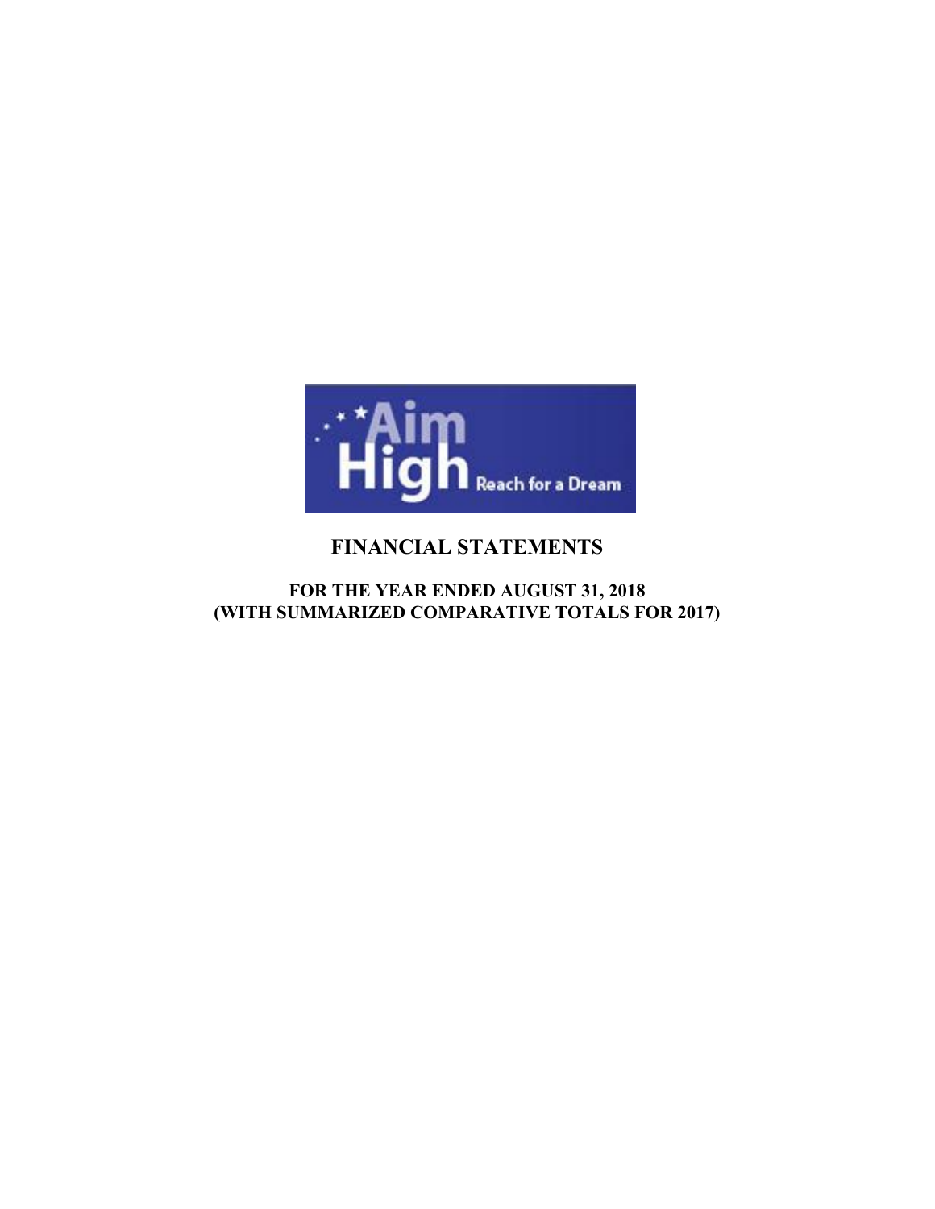Aim High

Reach for a Dream

# FINANCIAL STATEMENTS

## FOR THE YEAR ENDED AUGUST 31, 2018
## (WITH SUMMARIZED COMPARATIVE TOTALS FOR 2017)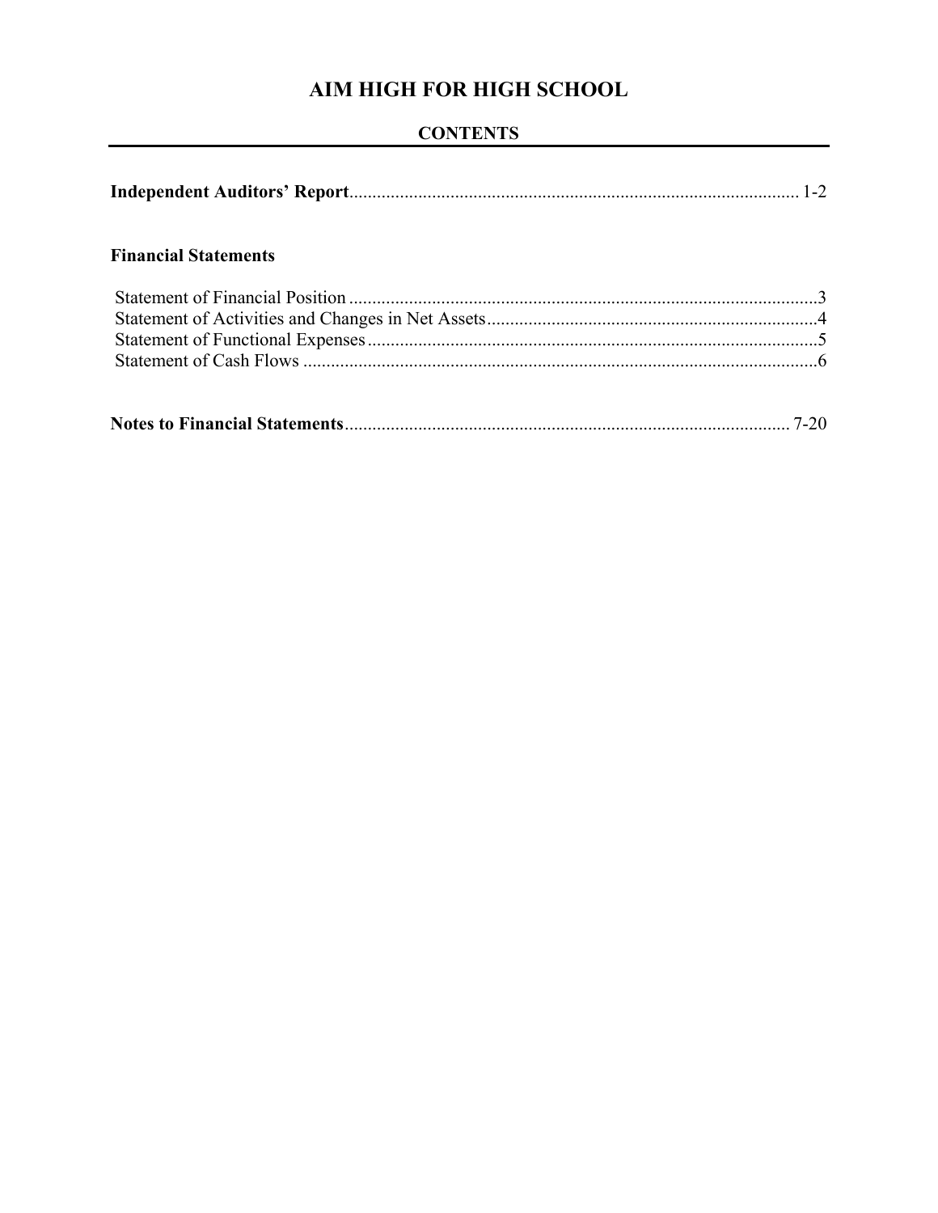# AIM HIGH FOR HIGH SCHOOL

## CONTENTS

**Independent Auditors' Report**.................................................................................................. 1-2

**Financial Statements**

Statement of Financial Position ......................................................................................................3
Statement of Activities and Changes in Net Assets.......................................................................4
Statement of Functional Expenses..................................................................................................5
Statement of Cash Flows ................................................................................................................6

**Notes to Financial Statements**.................................................................................................. 7-20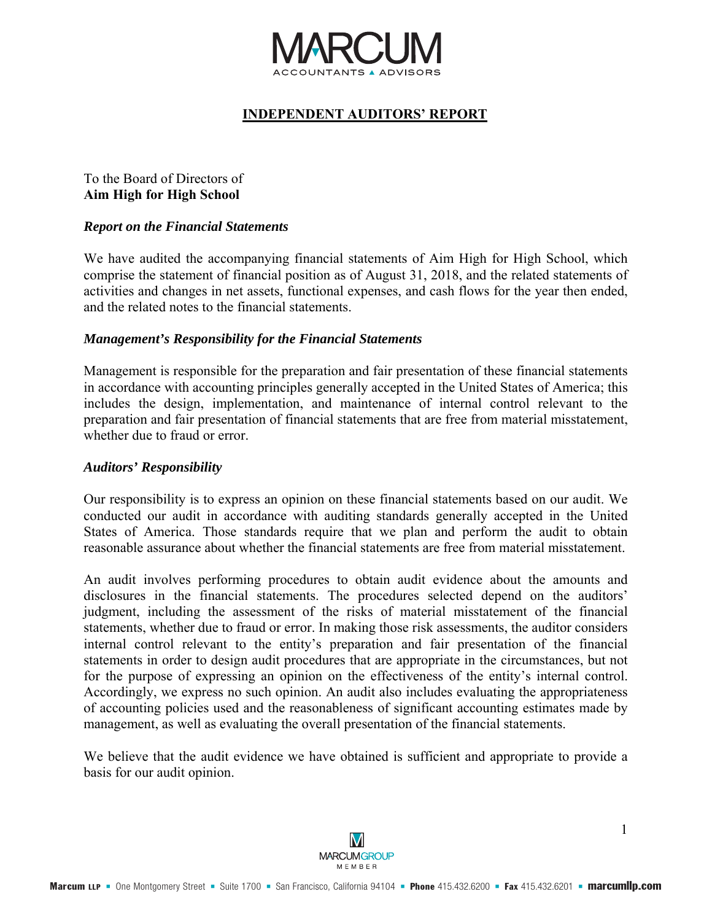# INDEPENDENT AUDITORS' REPORT

To the Board of Directors of
**Aim High for High School**

### *Report on the Financial Statements*

We have audited the accompanying financial statements of Aim High for High School, which comprise the statement of financial position as of August 31, 2018, and the related statements of activities and changes in net assets, functional expenses, and cash flows for the year then ended, and the related notes to the financial statements.

### *Management's Responsibility for the Financial Statements*

Management is responsible for the preparation and fair presentation of these financial statements in accordance with accounting principles generally accepted in the United States of America; this includes the design, implementation, and maintenance of internal control relevant to the preparation and fair presentation of financial statements that are free from material misstatement, whether due to fraud or error.

### *Auditors' Responsibility*

Our responsibility is to express an opinion on these financial statements based on our audit. We conducted our audit in accordance with auditing standards generally accepted in the United States of America. Those standards require that we plan and perform the audit to obtain reasonable assurance about whether the financial statements are free from material misstatement.

An audit involves performing procedures to obtain audit evidence about the amounts and disclosures in the financial statements. The procedures selected depend on the auditors' judgment, including the assessment of the risks of material misstatement of the financial statements, whether due to fraud or error. In making those risk assessments, the auditor considers internal control relevant to the entity's preparation and fair presentation of the financial statements in order to design audit procedures that are appropriate in the circumstances, but not for the purpose of expressing an opinion on the effectiveness of the entity's internal control. Accordingly, we express no such opinion. An audit also includes evaluating the appropriateness of accounting policies used and the reasonableness of significant accounting estimates made by management, as well as evaluating the overall presentation of the financial statements.

We believe that the audit evidence we have obtained is sufficient and appropriate to provide a basis for our audit opinion.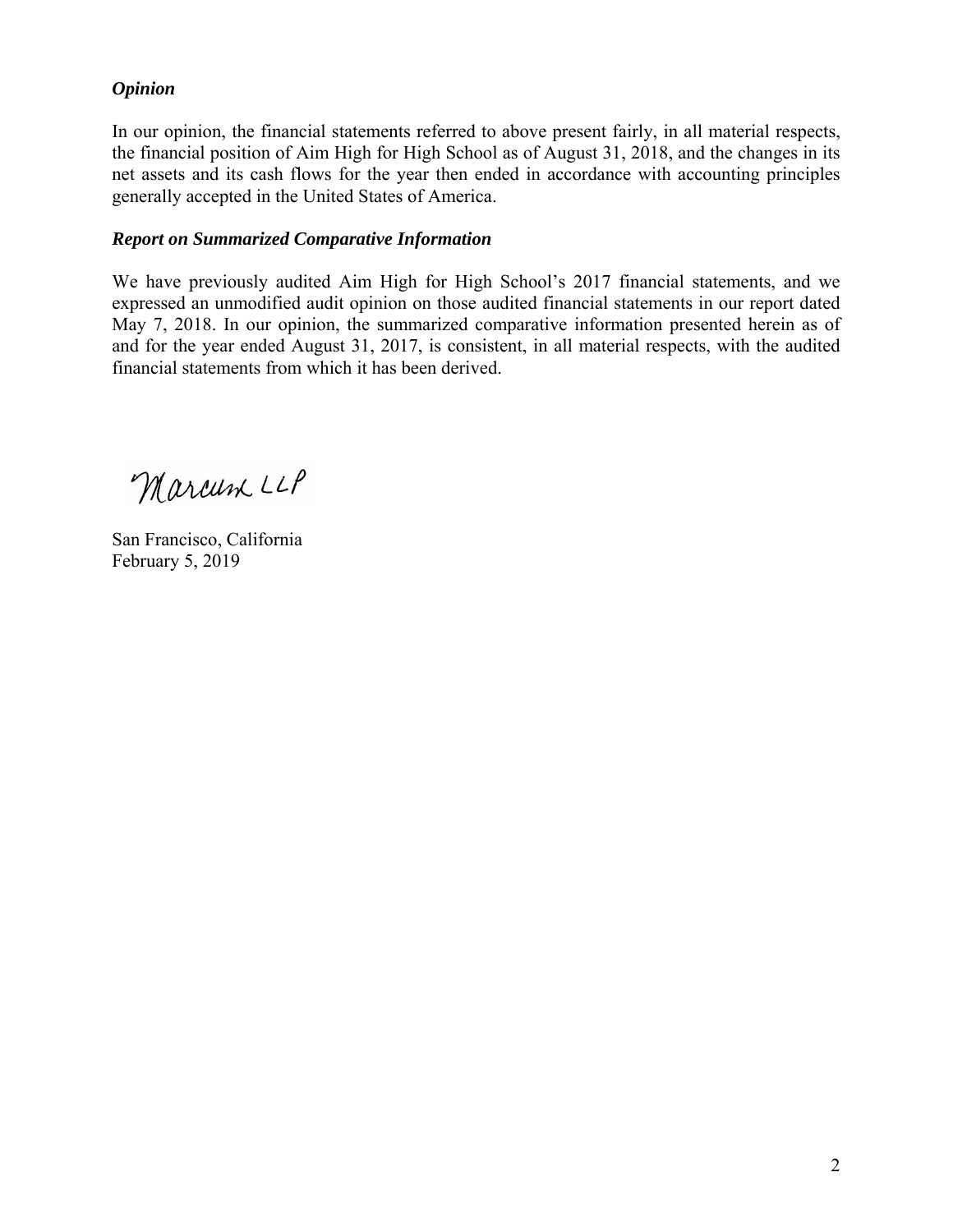### *Opinion*

In our opinion, the financial statements referred to above present fairly, in all material respects, the financial position of Aim High for High School as of August 31, 2018, and the changes in its net assets and its cash flows for the year then ended in accordance with accounting principles generally accepted in the United States of America.

### *Report on Summarized Comparative Information*

We have previously audited Aim High for High School's 2017 financial statements, and we expressed an unmodified audit opinion on those audited financial statements in our report dated May 7, 2018. In our opinion, the summarized comparative information presented herein as of and for the year ended August 31, 2017, is consistent, in all material respects, with the audited financial statements from which it has been derived.

Marcum LLP

San Francisco, California
February 5, 2019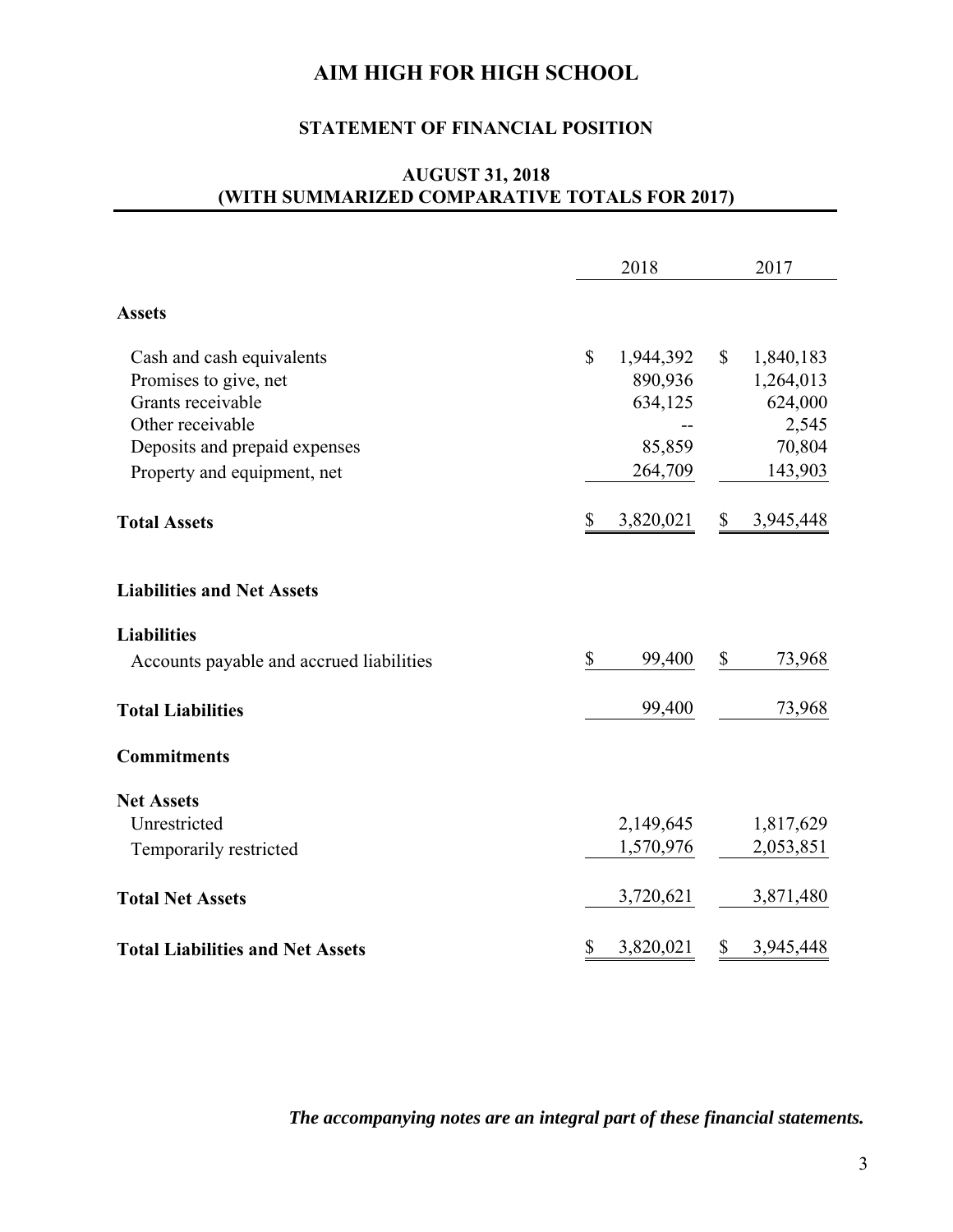# AIM HIGH FOR HIGH SCHOOL

## STATEMENT OF FINANCIAL POSITION

### AUGUST 31, 2018
### (WITH SUMMARIZED COMPARATIVE TOTALS FOR 2017)

| | 2018 | 2017 |
|---|---|---|
| **Assets** | | |
| Cash and cash equivalents | $ 1,944,392 | $ 1,840,183 |
| Promises to give, net | 890,936 | 1,264,013 |
| Grants receivable | 634,125 | 624,000 |
| Other receivable | -- | 2,545 |
| Deposits and prepaid expenses | 85,859 | 70,804 |
| Property and equipment, net | 264,709 | 143,903 |
| **Total Assets** | $ 3,820,021 | $ 3,945,448 |
| **Liabilities and Net Assets** | | |
| **Liabilities** | | |
| Accounts payable and accrued liabilities | $ 99,400 | $ 73,968 |
| **Total Liabilities** | 99,400 | 73,968 |
| **Commitments** | | |
| **Net Assets** | | |
| Unrestricted | 2,149,645 | 1,817,629 |
| Temporarily restricted | 1,570,976 | 2,053,851 |
| **Total Net Assets** | 3,720,621 | 3,871,480 |
| **Total Liabilities and Net Assets** | $ 3,820,021 | $ 3,945,448 |

***The accompanying notes are an integral part of these financial statements.***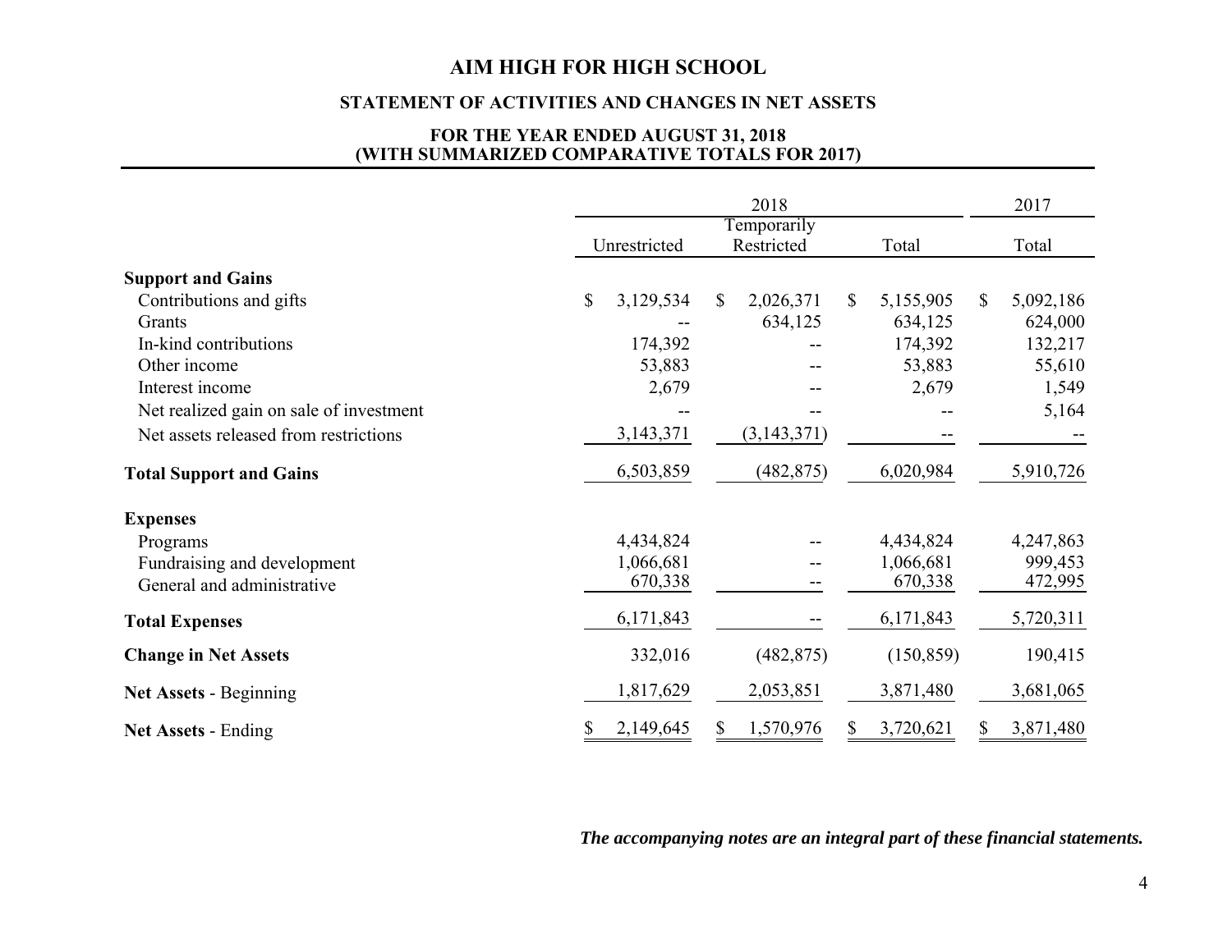# AIM HIGH FOR HIGH SCHOOL

## STATEMENT OF ACTIVITIES AND CHANGES IN NET ASSETS

### FOR THE YEAR ENDED AUGUST 31, 2018
### (WITH SUMMARIZED COMPARATIVE TOTALS FOR 2017)

| | 2018 | | | 2017 |
|---|---|---|---|---|
| | Unrestricted | Temporarily Restricted | Total | Total |
| **Support and Gains** | | | | |
| Contributions and gifts | $ 3,129,534 | $ 2,026,371 | $ 5,155,905 | $ 5,092,186 |
| Grants | -- | 634,125 | 634,125 | 624,000 |
| In-kind contributions | 174,392 | -- | 174,392 | 132,217 |
| Other income | 53,883 | -- | 53,883 | 55,610 |
| Interest income | 2,679 | -- | 2,679 | 1,549 |
| Net realized gain on sale of investment | -- | -- | -- | 5,164 |
| Net assets released from restrictions | 3,143,371 | (3,143,371) | -- | -- |
| **Total Support and Gains** | 6,503,859 | (482,875) | 6,020,984 | 5,910,726 |
| **Expenses** | | | | |
| Programs | 4,434,824 | -- | 4,434,824 | 4,247,863 |
| Fundraising and development | 1,066,681 | -- | 1,066,681 | 999,453 |
| General and administrative | 670,338 | -- | 670,338 | 472,995 |
| **Total Expenses** | 6,171,843 | -- | 6,171,843 | 5,720,311 |
| **Change in Net Assets** | 332,016 | (482,875) | (150,859) | 190,415 |
| **Net Assets** - Beginning | 1,817,629 | 2,053,851 | 3,871,480 | 3,681,065 |
| **Net Assets** - Ending | $ 2,149,645 | $ 1,570,976 | $ 3,720,621 | $ 3,871,480 |

***The accompanying notes are an integral part of these financial statements.***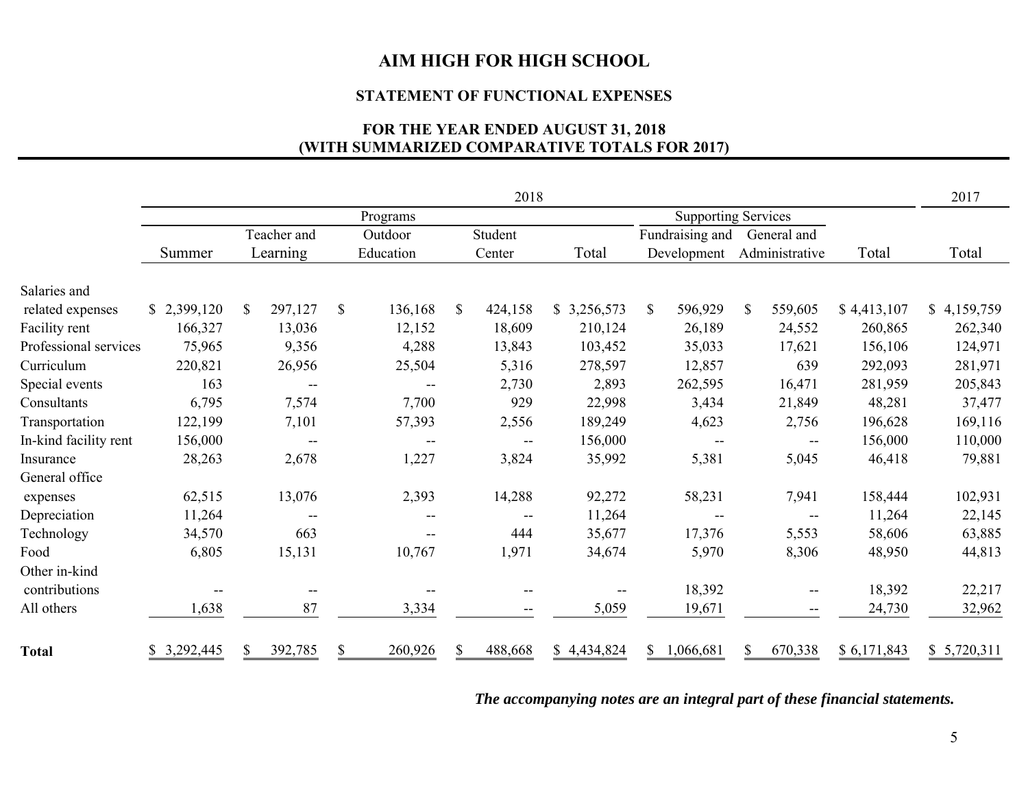# AIM HIGH FOR HIGH SCHOOL

## STATEMENT OF FUNCTIONAL EXPENSES

### FOR THE YEAR ENDED AUGUST 31, 2018 (WITH SUMMARIZED COMPARATIVE TOTALS FOR 2017)

| | 2018 | | | | | | | | 2017 |
|---|---|---|---|---|---|---|---|---|---|
| | Programs | | | | | Supporting Services | | | |
| | Summer | Teacher and Learning | Outdoor Education | Student Center | Total | Fundraising and Development | General and Administrative | Total | Total |
| Salaries and related expenses | $ 2,399,120 | $ 297,127 | $ 136,168 | $ 424,158 | $ 3,256,573 | $ 596,929 | $ 559,605 | $ 4,413,107 | $ 4,159,759 |
| Facility rent | 166,327 | 13,036 | 12,152 | 18,609 | 210,124 | 26,189 | 24,552 | 260,865 | 262,340 |
| Professional services | 75,965 | 9,356 | 4,288 | 13,843 | 103,452 | 35,033 | 17,621 | 156,106 | 124,971 |
| Curriculum | 220,821 | 26,956 | 25,504 | 5,316 | 278,597 | 12,857 | 639 | 292,093 | 281,971 |
| Special events | 163 | -- | -- | 2,730 | 2,893 | 262,595 | 16,471 | 281,959 | 205,843 |
| Consultants | 6,795 | 7,574 | 7,700 | 929 | 22,998 | 3,434 | 21,849 | 48,281 | 37,477 |
| Transportation | 122,199 | 7,101 | 57,393 | 2,556 | 189,249 | 4,623 | 2,756 | 196,628 | 169,116 |
| In-kind facility rent | 156,000 | -- | -- | -- | 156,000 | -- | -- | 156,000 | 110,000 |
| Insurance | 28,263 | 2,678 | 1,227 | 3,824 | 35,992 | 5,381 | 5,045 | 46,418 | 79,881 |
| General office expenses | 62,515 | 13,076 | 2,393 | 14,288 | 92,272 | 58,231 | 7,941 | 158,444 | 102,931 |
| Depreciation | 11,264 | -- | -- | -- | 11,264 | -- | -- | 11,264 | 22,145 |
| Technology | 34,570 | 663 | -- | 444 | 35,677 | 17,376 | 5,553 | 58,606 | 63,885 |
| Food | 6,805 | 15,131 | 10,767 | 1,971 | 34,674 | 5,970 | 8,306 | 48,950 | 44,813 |
| Other in-kind contributions | -- | -- | -- | -- | -- | 18,392 | -- | 18,392 | 22,217 |
| All others | 1,638 | 87 | 3,334 | -- | 5,059 | 19,671 | -- | 24,730 | 32,962 |
| **Total** | $ 3,292,445 | $ 392,785 | $ 260,926 | $ 488,668 | $ 4,434,824 | $ 1,066,681 | $ 670,338 | $ 6,171,843 | $ 5,720,311 |

***The accompanying notes are an integral part of these financial statements.***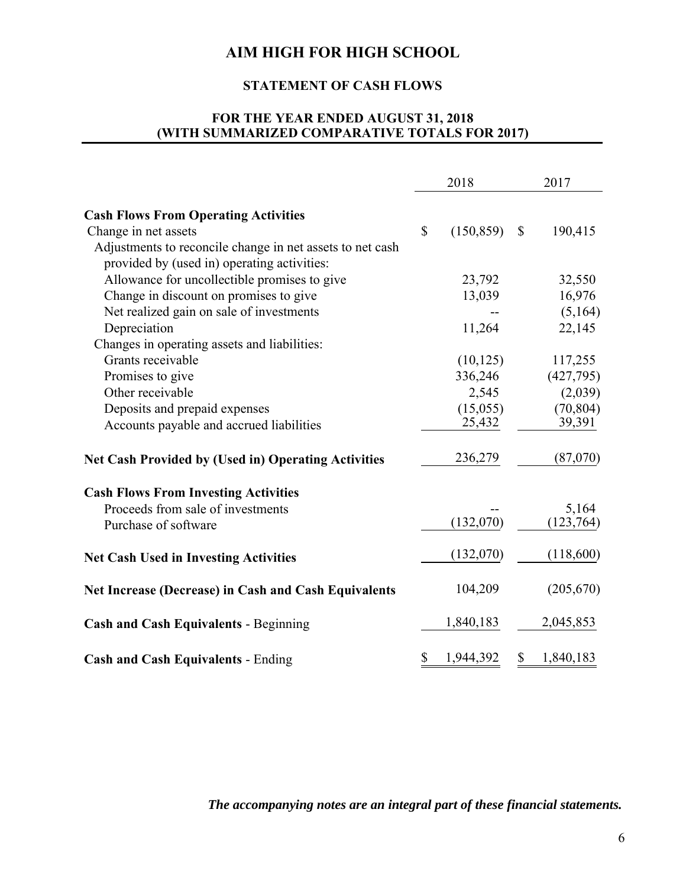# AIM HIGH FOR HIGH SCHOOL

## STATEMENT OF CASH FLOWS

### FOR THE YEAR ENDED AUGUST 31, 2018
### (WITH SUMMARIZED COMPARATIVE TOTALS FOR 2017)

| | 2018 | 2017 |
|---|---|---|
| **Cash Flows From Operating Activities** | | |
| Change in net assets | $ (150,859) | $ 190,415 |
| Adjustments to reconcile change in net assets to net cash provided by (used in) operating activities: | | |
| Allowance for uncollectible promises to give | 23,792 | 32,550 |
| Change in discount on promises to give | 13,039 | 16,976 |
| Net realized gain on sale of investments | -- | (5,164) |
| Depreciation | 11,264 | 22,145 |
| Changes in operating assets and liabilities: | | |
| Grants receivable | (10,125) | 117,255 |
| Promises to give | 336,246 | (427,795) |
| Other receivable | 2,545 | (2,039) |
| Deposits and prepaid expenses | (15,055) | (70,804) |
| Accounts payable and accrued liabilities | 25,432 | 39,391 |
| **Net Cash Provided by (Used in) Operating Activities** | 236,279 | (87,070) |
| **Cash Flows From Investing Activities** | | |
| Proceeds from sale of investments | -- | 5,164 |
| Purchase of software | (132,070) | (123,764) |
| **Net Cash Used in Investing Activities** | (132,070) | (118,600) |
| **Net Increase (Decrease) in Cash and Cash Equivalents** | 104,209 | (205,670) |
| **Cash and Cash Equivalents** - Beginning | 1,840,183 | 2,045,853 |
| **Cash and Cash Equivalents** - Ending | $ 1,944,392 | $ 1,840,183 |

***The accompanying notes are an integral part of these financial statements.***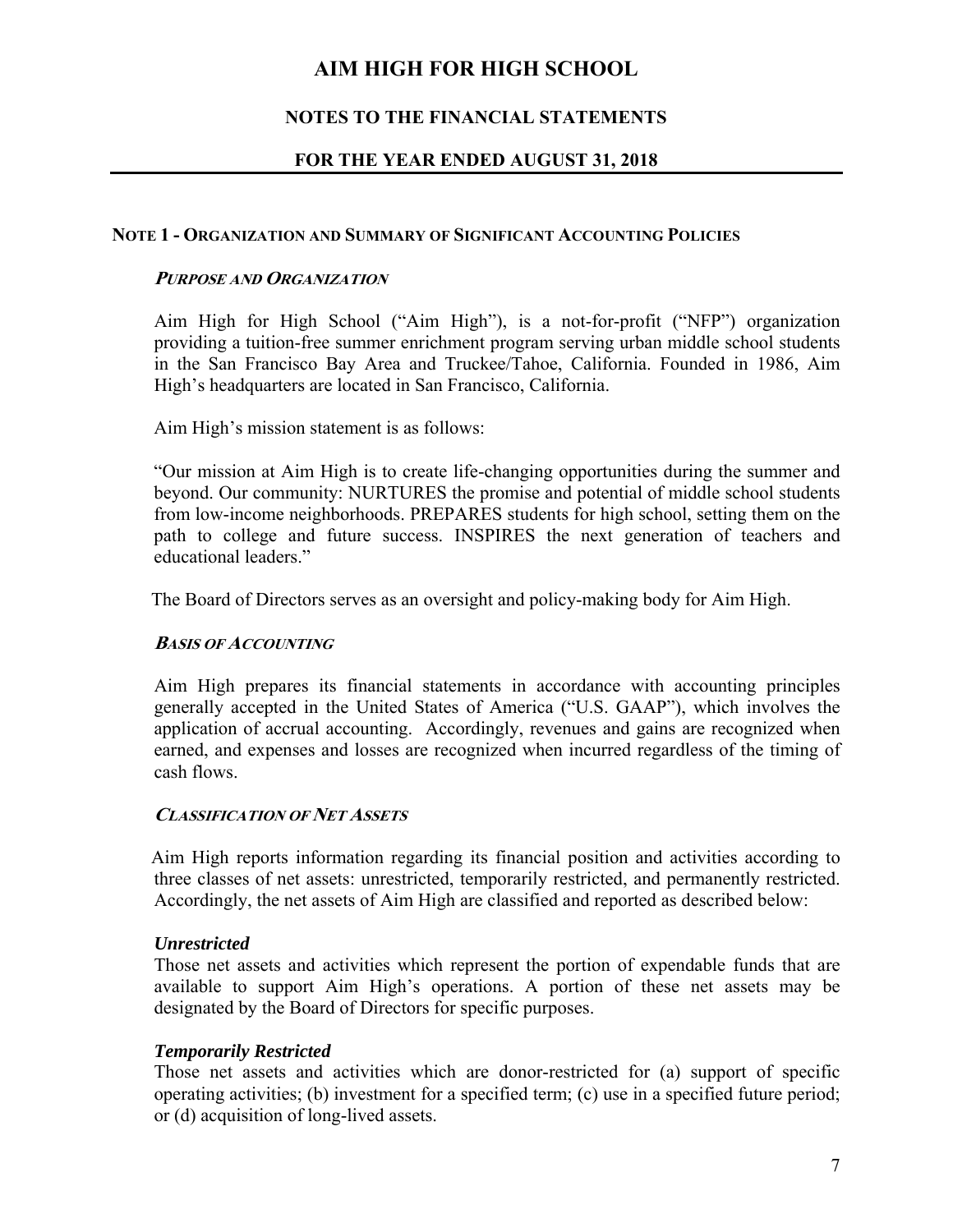# AIM HIGH FOR HIGH SCHOOL

## NOTES TO THE FINANCIAL STATEMENTS

## FOR THE YEAR ENDED AUGUST 31, 2018

### NOTE 1 - ORGANIZATION AND SUMMARY OF SIGNIFICANT ACCOUNTING POLICIES

#### *PURPOSE AND ORGANIZATION*

Aim High for High School ("Aim High"), is a not-for-profit ("NFP") organization providing a tuition-free summer enrichment program serving urban middle school students in the San Francisco Bay Area and Truckee/Tahoe, California. Founded in 1986, Aim High's headquarters are located in San Francisco, California.

Aim High's mission statement is as follows:

"Our mission at Aim High is to create life-changing opportunities during the summer and beyond. Our community: NURTURES the promise and potential of middle school students from low-income neighborhoods. PREPARES students for high school, setting them on the path to college and future success. INSPIRES the next generation of teachers and educational leaders."

The Board of Directors serves as an oversight and policy-making body for Aim High.

#### *BASIS OF ACCOUNTING*

Aim High prepares its financial statements in accordance with accounting principles generally accepted in the United States of America ("U.S. GAAP"), which involves the application of accrual accounting. Accordingly, revenues and gains are recognized when earned, and expenses and losses are recognized when incurred regardless of the timing of cash flows.

#### *CLASSIFICATION OF NET ASSETS*

Aim High reports information regarding its financial position and activities according to three classes of net assets: unrestricted, temporarily restricted, and permanently restricted. Accordingly, the net assets of Aim High are classified and reported as described below:

***Unrestricted***
Those net assets and activities which represent the portion of expendable funds that are available to support Aim High's operations. A portion of these net assets may be designated by the Board of Directors for specific purposes.

***Temporarily Restricted***
Those net assets and activities which are donor-restricted for (a) support of specific operating activities; (b) investment for a specified term; (c) use in a specified future period; or (d) acquisition of long-lived assets.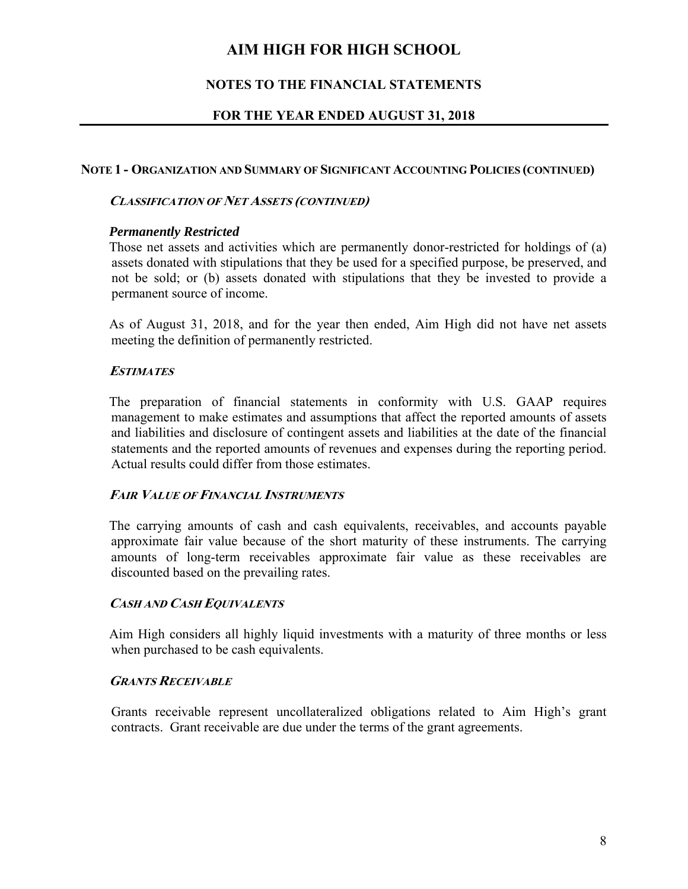# AIM HIGH FOR HIGH SCHOOL

## NOTES TO THE FINANCIAL STATEMENTS

## FOR THE YEAR ENDED AUGUST 31, 2018

### NOTE 1 - ORGANIZATION AND SUMMARY OF SIGNIFICANT ACCOUNTING POLICIES (CONTINUED)

#### *CLASSIFICATION OF NET ASSETS (CONTINUED)*

***Permanently Restricted***

Those net assets and activities which are permanently donor-restricted for holdings of (a) assets donated with stipulations that they be used for a specified purpose, be preserved, and not be sold; or (b) assets donated with stipulations that they be invested to provide a permanent source of income.

As of August 31, 2018, and for the year then ended, Aim High did not have net assets meeting the definition of permanently restricted.

#### *ESTIMATES*

The preparation of financial statements in conformity with U.S. GAAP requires management to make estimates and assumptions that affect the reported amounts of assets and liabilities and disclosure of contingent assets and liabilities at the date of the financial statements and the reported amounts of revenues and expenses during the reporting period. Actual results could differ from those estimates.

#### *FAIR VALUE OF FINANCIAL INSTRUMENTS*

The carrying amounts of cash and cash equivalents, receivables, and accounts payable approximate fair value because of the short maturity of these instruments. The carrying amounts of long-term receivables approximate fair value as these receivables are discounted based on the prevailing rates.

#### *CASH AND CASH EQUIVALENTS*

Aim High considers all highly liquid investments with a maturity of three months or less when purchased to be cash equivalents.

#### *GRANTS RECEIVABLE*

Grants receivable represent uncollateralized obligations related to Aim High's grant contracts. Grant receivable are due under the terms of the grant agreements.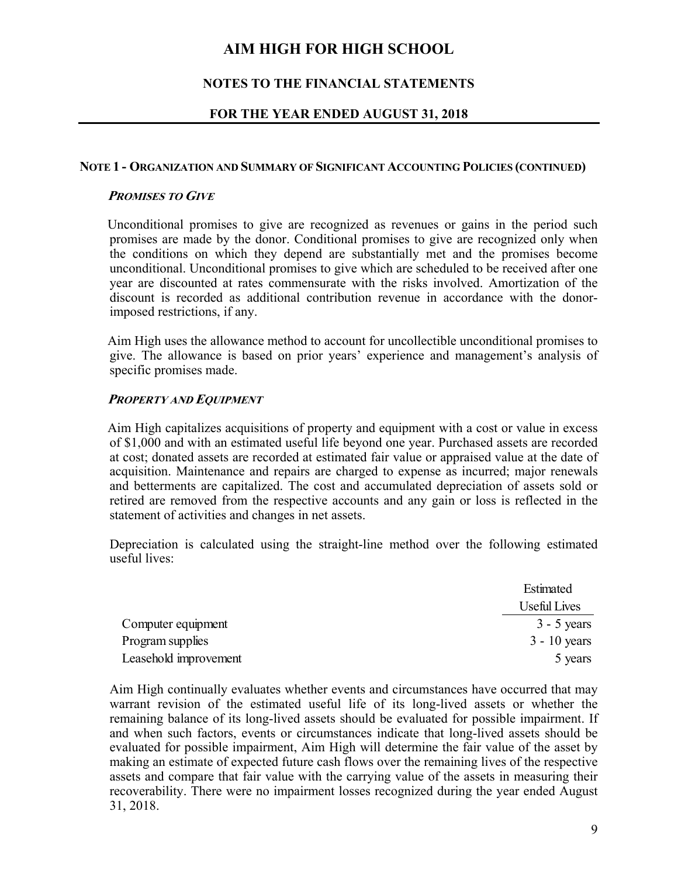# AIM HIGH FOR HIGH SCHOOL

## NOTES TO THE FINANCIAL STATEMENTS

## FOR THE YEAR ENDED AUGUST 31, 2018

### NOTE 1 - ORGANIZATION AND SUMMARY OF SIGNIFICANT ACCOUNTING POLICIES (CONTINUED)

***PROMISES TO GIVE***

Unconditional promises to give are recognized as revenues or gains in the period such promises are made by the donor. Conditional promises to give are recognized only when the conditions on which they depend are substantially met and the promises become unconditional. Unconditional promises to give which are scheduled to be received after one year are discounted at rates commensurate with the risks involved. Amortization of the discount is recorded as additional contribution revenue in accordance with the donor-imposed restrictions, if any.

Aim High uses the allowance method to account for uncollectible unconditional promises to give. The allowance is based on prior years' experience and management's analysis of specific promises made.

***PROPERTY AND EQUIPMENT***

Aim High capitalizes acquisitions of property and equipment with a cost or value in excess of $1,000 and with an estimated useful life beyond one year. Purchased assets are recorded at cost; donated assets are recorded at estimated fair value or appraised value at the date of acquisition. Maintenance and repairs are charged to expense as incurred; major renewals and betterments are capitalized. The cost and accumulated depreciation of assets sold or retired are removed from the respective accounts and any gain or loss is reflected in the statement of activities and changes in net assets.

Depreciation is calculated using the straight-line method over the following estimated useful lives:

| | Estimated Useful Lives |
|---|---|
| Computer equipment | 3 - 5 years |
| Program supplies | 3 - 10 years |
| Leasehold improvement | 5 years |

Aim High continually evaluates whether events and circumstances have occurred that may warrant revision of the estimated useful life of its long-lived assets or whether the remaining balance of its long-lived assets should be evaluated for possible impairment. If and when such factors, events or circumstances indicate that long-lived assets should be evaluated for possible impairment, Aim High will determine the fair value of the asset by making an estimate of expected future cash flows over the remaining lives of the respective assets and compare that fair value with the carrying value of the assets in measuring their recoverability. There were no impairment losses recognized during the year ended August 31, 2018.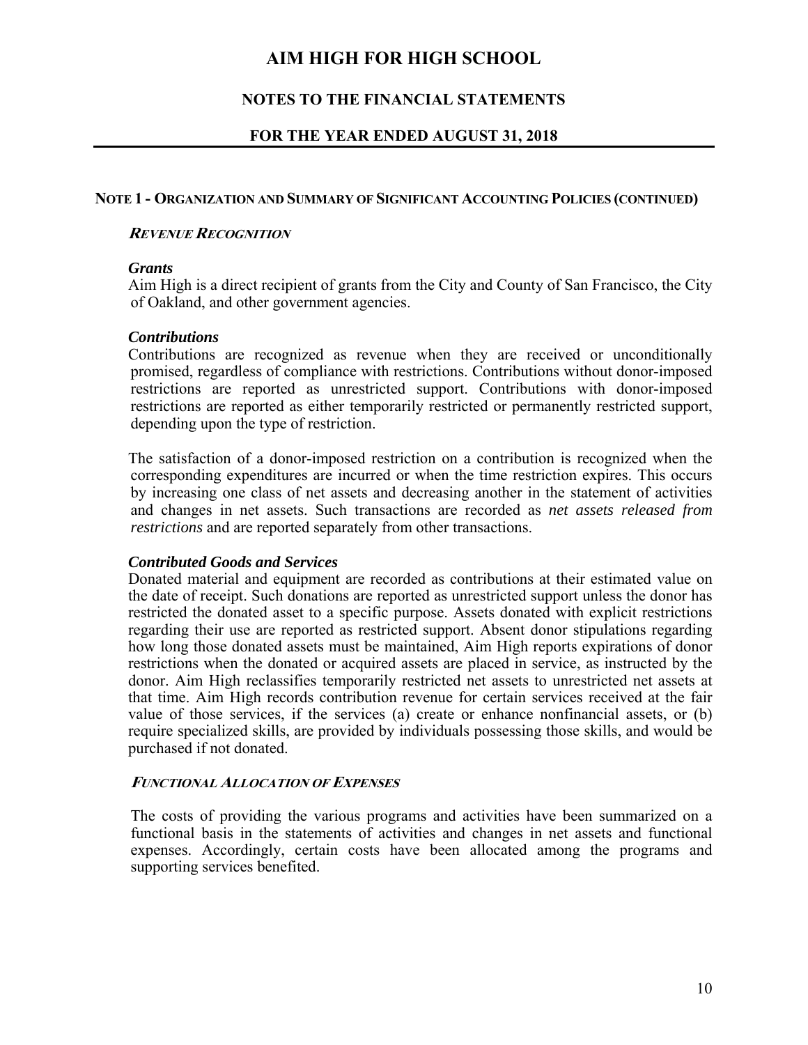# AIM HIGH FOR HIGH SCHOOL

## NOTES TO THE FINANCIAL STATEMENTS

## FOR THE YEAR ENDED AUGUST 31, 2018

### NOTE 1 - ORGANIZATION AND SUMMARY OF SIGNIFICANT ACCOUNTING POLICIES (CONTINUED)

***REVENUE RECOGNITION***

***Grants***

Aim High is a direct recipient of grants from the City and County of San Francisco, the City of Oakland, and other government agencies.

***Contributions***

Contributions are recognized as revenue when they are received or unconditionally promised, regardless of compliance with restrictions. Contributions without donor-imposed restrictions are reported as unrestricted support. Contributions with donor-imposed restrictions are reported as either temporarily restricted or permanently restricted support, depending upon the type of restriction.

The satisfaction of a donor-imposed restriction on a contribution is recognized when the corresponding expenditures are incurred or when the time restriction expires. This occurs by increasing one class of net assets and decreasing another in the statement of activities and changes in net assets. Such transactions are recorded as *net assets released from restrictions* and are reported separately from other transactions.

***Contributed Goods and Services***

Donated material and equipment are recorded as contributions at their estimated value on the date of receipt. Such donations are reported as unrestricted support unless the donor has restricted the donated asset to a specific purpose. Assets donated with explicit restrictions regarding their use are reported as restricted support. Absent donor stipulations regarding how long those donated assets must be maintained, Aim High reports expirations of donor restrictions when the donated or acquired assets are placed in service, as instructed by the donor. Aim High reclassifies temporarily restricted net assets to unrestricted net assets at that time. Aim High records contribution revenue for certain services received at the fair value of those services, if the services (a) create or enhance nonfinancial assets, or (b) require specialized skills, are provided by individuals possessing those skills, and would be purchased if not donated.

***FUNCTIONAL ALLOCATION OF EXPENSES***

The costs of providing the various programs and activities have been summarized on a functional basis in the statements of activities and changes in net assets and functional expenses. Accordingly, certain costs have been allocated among the programs and supporting services benefited.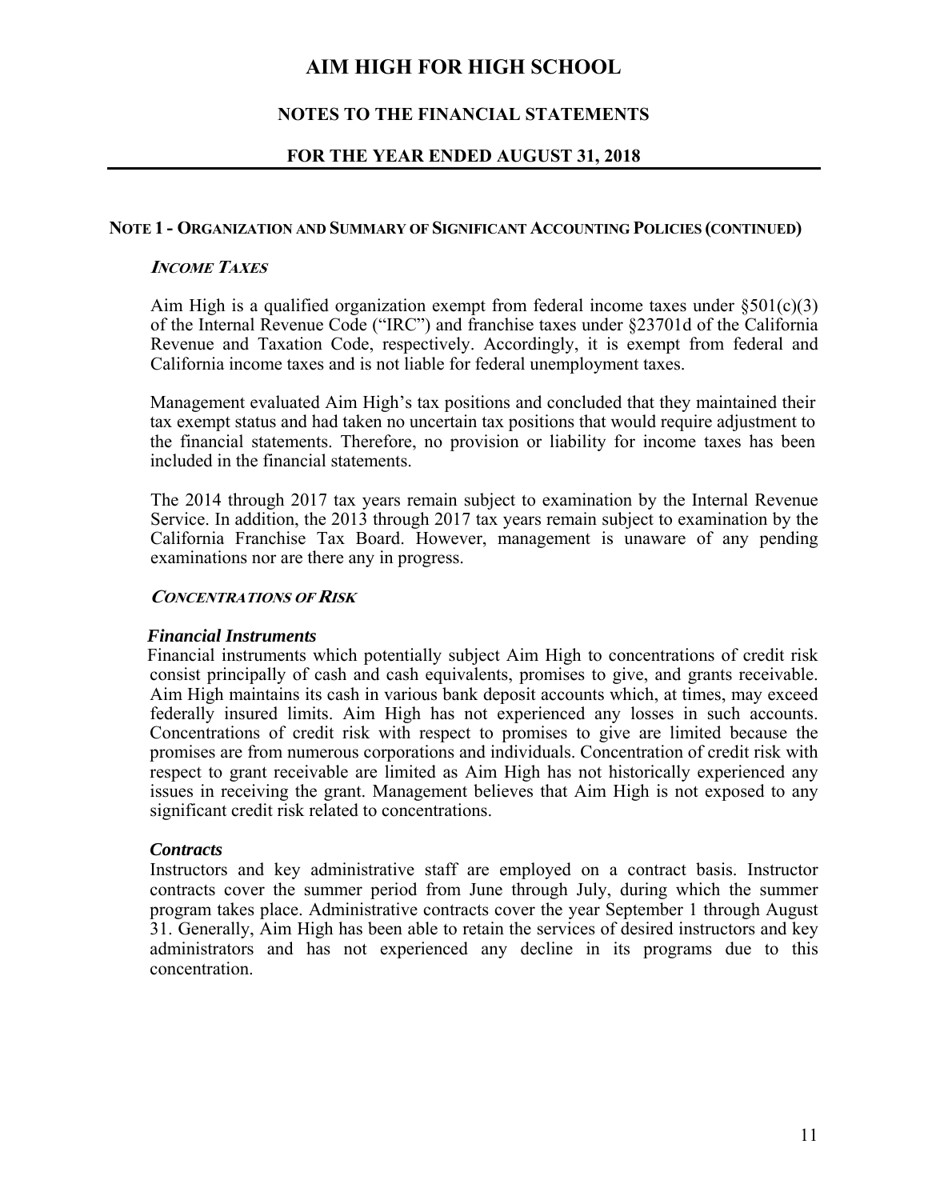# AIM HIGH FOR HIGH SCHOOL

## NOTES TO THE FINANCIAL STATEMENTS

## FOR THE YEAR ENDED AUGUST 31, 2018

### NOTE 1 - ORGANIZATION AND SUMMARY OF SIGNIFICANT ACCOUNTING POLICIES (CONTINUED)

***INCOME TAXES***

Aim High is a qualified organization exempt from federal income taxes under §501(c)(3) of the Internal Revenue Code ("IRC") and franchise taxes under §23701d of the California Revenue and Taxation Code, respectively. Accordingly, it is exempt from federal and California income taxes and is not liable for federal unemployment taxes.

Management evaluated Aim High's tax positions and concluded that they maintained their tax exempt status and had taken no uncertain tax positions that would require adjustment to the financial statements. Therefore, no provision or liability for income taxes has been included in the financial statements.

The 2014 through 2017 tax years remain subject to examination by the Internal Revenue Service. In addition, the 2013 through 2017 tax years remain subject to examination by the California Franchise Tax Board. However, management is unaware of any pending examinations nor are there any in progress.

***CONCENTRATIONS OF RISK***

***Financial Instruments***

Financial instruments which potentially subject Aim High to concentrations of credit risk consist principally of cash and cash equivalents, promises to give, and grants receivable. Aim High maintains its cash in various bank deposit accounts which, at times, may exceed federally insured limits. Aim High has not experienced any losses in such accounts. Concentrations of credit risk with respect to promises to give are limited because the promises are from numerous corporations and individuals. Concentration of credit risk with respect to grant receivable are limited as Aim High has not historically experienced any issues in receiving the grant. Management believes that Aim High is not exposed to any significant credit risk related to concentrations.

***Contracts***

Instructors and key administrative staff are employed on a contract basis. Instructor contracts cover the summer period from June through July, during which the summer program takes place. Administrative contracts cover the year September 1 through August 31. Generally, Aim High has been able to retain the services of desired instructors and key administrators and has not experienced any decline in its programs due to this concentration.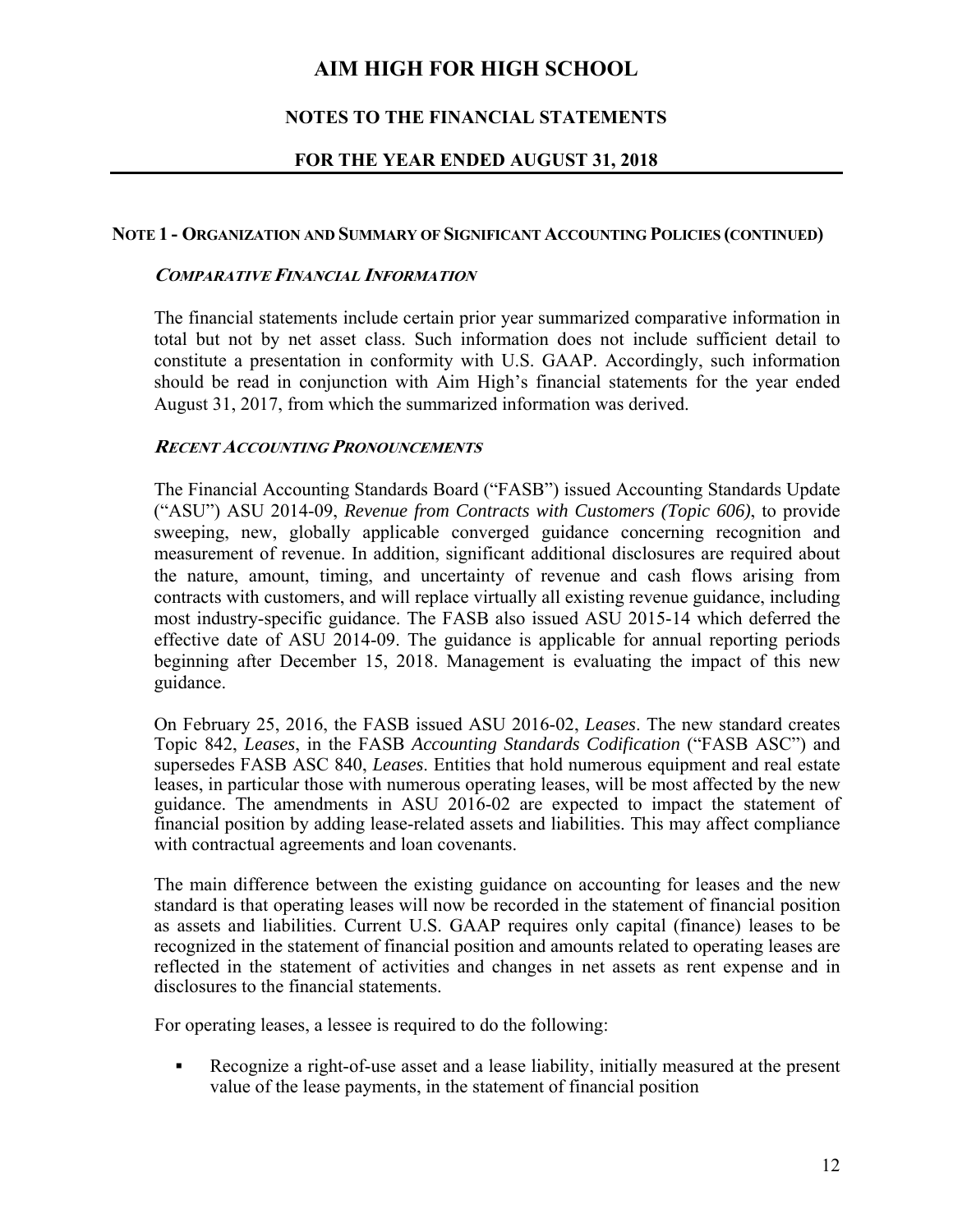## NOTE 1 - ORGANIZATION AND SUMMARY OF SIGNIFICANT ACCOUNTING POLICIES (CONTINUED)

### *COMPARATIVE FINANCIAL INFORMATION*

The financial statements include certain prior year summarized comparative information in total but not by net asset class. Such information does not include sufficient detail to constitute a presentation in conformity with U.S. GAAP. Accordingly, such information should be read in conjunction with Aim High's financial statements for the year ended August 31, 2017, from which the summarized information was derived.

### *RECENT ACCOUNTING PRONOUNCEMENTS*

The Financial Accounting Standards Board ("FASB") issued Accounting Standards Update ("ASU") ASU 2014-09, *Revenue from Contracts with Customers (Topic 606)*, to provide sweeping, new, globally applicable converged guidance concerning recognition and measurement of revenue. In addition, significant additional disclosures are required about the nature, amount, timing, and uncertainty of revenue and cash flows arising from contracts with customers, and will replace virtually all existing revenue guidance, including most industry-specific guidance. The FASB also issued ASU 2015-14 which deferred the effective date of ASU 2014-09. The guidance is applicable for annual reporting periods beginning after December 15, 2018. Management is evaluating the impact of this new guidance.

On February 25, 2016, the FASB issued ASU 2016-02, *Leases*. The new standard creates Topic 842, *Leases*, in the FASB *Accounting Standards Codification* ("FASB ASC") and supersedes FASB ASC 840, *Leases*. Entities that hold numerous equipment and real estate leases, in particular those with numerous operating leases, will be most affected by the new guidance. The amendments in ASU 2016-02 are expected to impact the statement of financial position by adding lease-related assets and liabilities. This may affect compliance with contractual agreements and loan covenants.

The main difference between the existing guidance on accounting for leases and the new standard is that operating leases will now be recorded in the statement of financial position as assets and liabilities. Current U.S. GAAP requires only capital (finance) leases to be recognized in the statement of financial position and amounts related to operating leases are reflected in the statement of activities and changes in net assets as rent expense and in disclosures to the financial statements.

For operating leases, a lessee is required to do the following:

- Recognize a right-of-use asset and a lease liability, initially measured at the present value of the lease payments, in the statement of financial position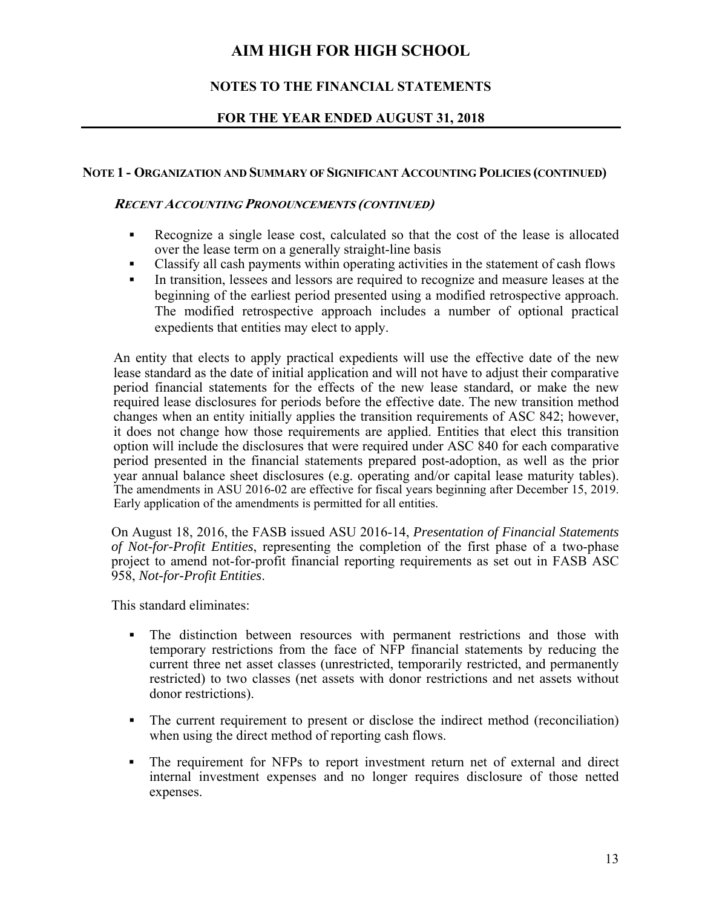## NOTE 1 - ORGANIZATION AND SUMMARY OF SIGNIFICANT ACCOUNTING POLICIES (CONTINUED)

### *RECENT ACCOUNTING PRONOUNCEMENTS (CONTINUED)*

- Recognize a single lease cost, calculated so that the cost of the lease is allocated over the lease term on a generally straight-line basis
- Classify all cash payments within operating activities in the statement of cash flows
- In transition, lessees and lessors are required to recognize and measure leases at the beginning of the earliest period presented using a modified retrospective approach. The modified retrospective approach includes a number of optional practical expedients that entities may elect to apply.

An entity that elects to apply practical expedients will use the effective date of the new lease standard as the date of initial application and will not have to adjust their comparative period financial statements for the effects of the new lease standard, or make the new required lease disclosures for periods before the effective date. The new transition method changes when an entity initially applies the transition requirements of ASC 842; however, it does not change how those requirements are applied. Entities that elect this transition option will include the disclosures that were required under ASC 840 for each comparative period presented in the financial statements prepared post-adoption, as well as the prior year annual balance sheet disclosures (e.g. operating and/or capital lease maturity tables). The amendments in ASU 2016-02 are effective for fiscal years beginning after December 15, 2019. Early application of the amendments is permitted for all entities.

On August 18, 2016, the FASB issued ASU 2016-14, *Presentation of Financial Statements of Not-for-Profit Entities*, representing the completion of the first phase of a two-phase project to amend not-for-profit financial reporting requirements as set out in FASB ASC 958, *Not-for-Profit Entities*.

This standard eliminates:

- The distinction between resources with permanent restrictions and those with temporary restrictions from the face of NFP financial statements by reducing the current three net asset classes (unrestricted, temporarily restricted, and permanently restricted) to two classes (net assets with donor restrictions and net assets without donor restrictions).

- The current requirement to present or disclose the indirect method (reconciliation) when using the direct method of reporting cash flows.

- The requirement for NFPs to report investment return net of external and direct internal investment expenses and no longer requires disclosure of those netted expenses.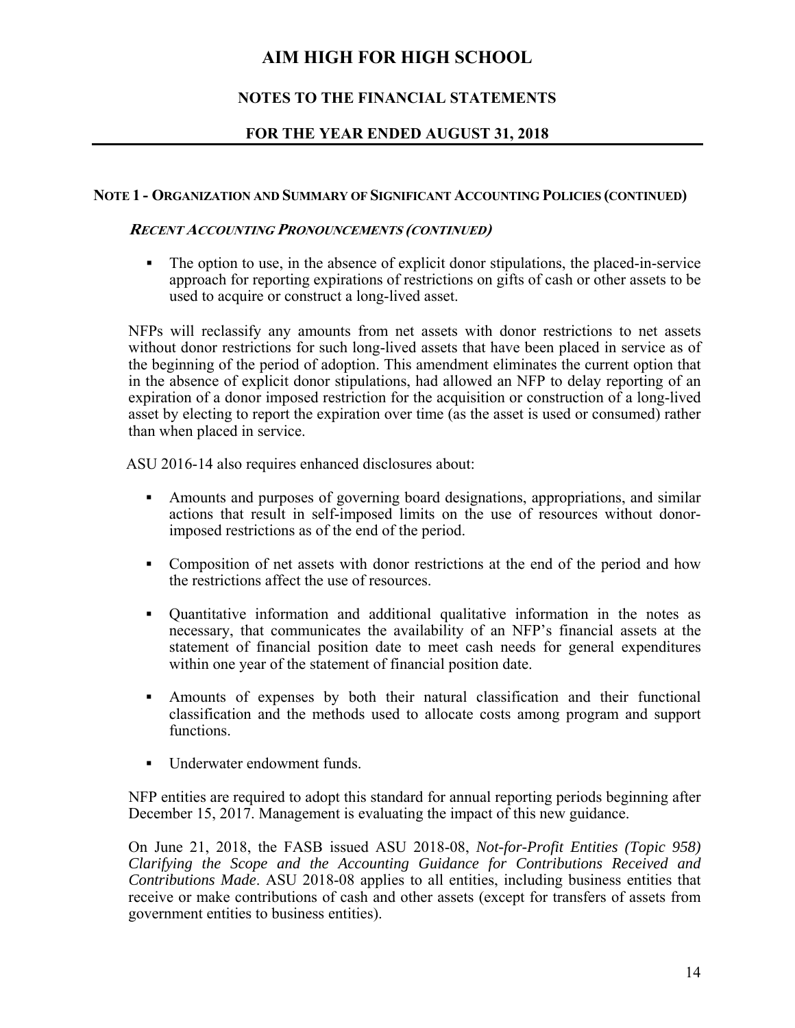## NOTE 1 - ORGANIZATION AND SUMMARY OF SIGNIFICANT ACCOUNTING POLICIES (CONTINUED)

***RECENT ACCOUNTING PRONOUNCEMENTS (CONTINUED)***

- The option to use, in the absence of explicit donor stipulations, the placed-in-service approach for reporting expirations of restrictions on gifts of cash or other assets to be used to acquire or construct a long-lived asset.

NFPs will reclassify any amounts from net assets with donor restrictions to net assets without donor restrictions for such long-lived assets that have been placed in service as of the beginning of the period of adoption. This amendment eliminates the current option that in the absence of explicit donor stipulations, had allowed an NFP to delay reporting of an expiration of a donor imposed restriction for the acquisition or construction of a long-lived asset by electing to report the expiration over time (as the asset is used or consumed) rather than when placed in service.

ASU 2016-14 also requires enhanced disclosures about:

- Amounts and purposes of governing board designations, appropriations, and similar actions that result in self-imposed limits on the use of resources without donor-imposed restrictions as of the end of the period.

- Composition of net assets with donor restrictions at the end of the period and how the restrictions affect the use of resources.

- Quantitative information and additional qualitative information in the notes as necessary, that communicates the availability of an NFP's financial assets at the statement of financial position date to meet cash needs for general expenditures within one year of the statement of financial position date.

- Amounts of expenses by both their natural classification and their functional classification and the methods used to allocate costs among program and support functions.

- Underwater endowment funds.

NFP entities are required to adopt this standard for annual reporting periods beginning after December 15, 2017. Management is evaluating the impact of this new guidance.

On June 21, 2018, the FASB issued ASU 2018-08, *Not-for-Profit Entities (Topic 958) Clarifying the Scope and the Accounting Guidance for Contributions Received and Contributions Made*. ASU 2018-08 applies to all entities, including business entities that receive or make contributions of cash and other assets (except for transfers of assets from government entities to business entities).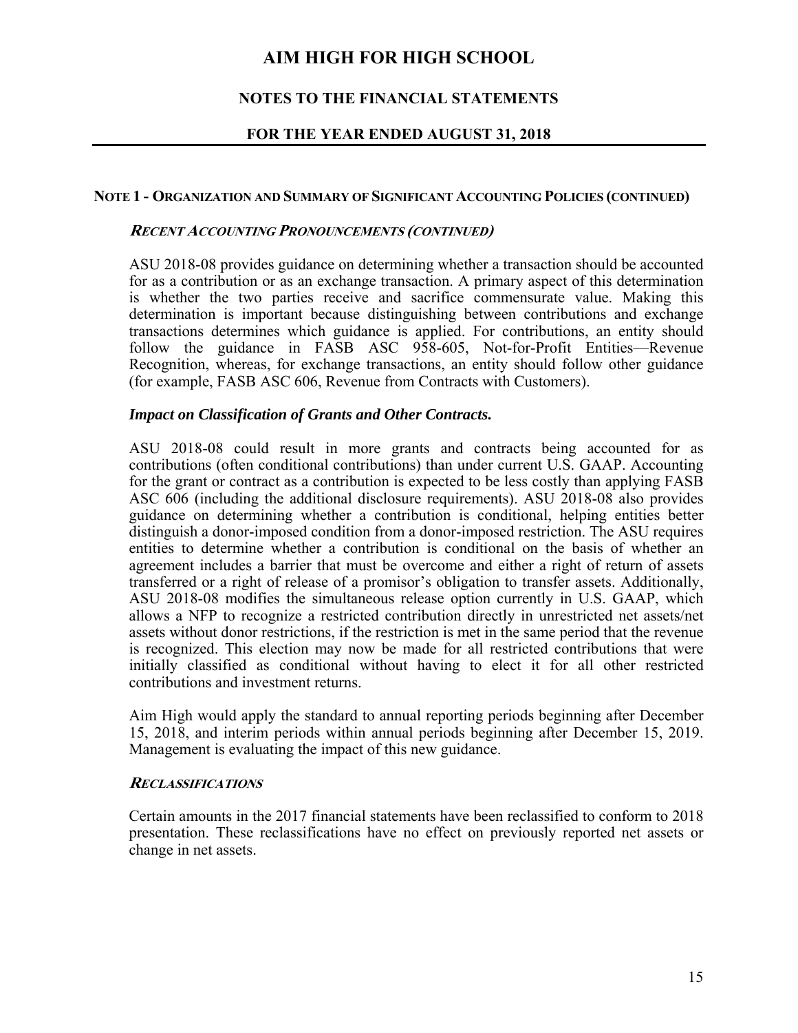# AIM HIGH FOR HIGH SCHOOL

## NOTES TO THE FINANCIAL STATEMENTS

## FOR THE YEAR ENDED AUGUST 31, 2018

### NOTE 1 - ORGANIZATION AND SUMMARY OF SIGNIFICANT ACCOUNTING POLICIES (CONTINUED)

***RECENT ACCOUNTING PRONOUNCEMENTS (CONTINUED)***

ASU 2018-08 provides guidance on determining whether a transaction should be accounted for as a contribution or as an exchange transaction. A primary aspect of this determination is whether the two parties receive and sacrifice commensurate value. Making this determination is important because distinguishing between contributions and exchange transactions determines which guidance is applied. For contributions, an entity should follow the guidance in FASB ASC 958-605, Not-for-Profit Entities—Revenue Recognition, whereas, for exchange transactions, an entity should follow other guidance (for example, FASB ASC 606, Revenue from Contracts with Customers).

***Impact on Classification of Grants and Other Contracts.***

ASU 2018-08 could result in more grants and contracts being accounted for as contributions (often conditional contributions) than under current U.S. GAAP. Accounting for the grant or contract as a contribution is expected to be less costly than applying FASB ASC 606 (including the additional disclosure requirements). ASU 2018-08 also provides guidance on determining whether a contribution is conditional, helping entities better distinguish a donor-imposed condition from a donor-imposed restriction. The ASU requires entities to determine whether a contribution is conditional on the basis of whether an agreement includes a barrier that must be overcome and either a right of return of assets transferred or a right of release of a promisor's obligation to transfer assets. Additionally, ASU 2018-08 modifies the simultaneous release option currently in U.S. GAAP, which allows a NFP to recognize a restricted contribution directly in unrestricted net assets/net assets without donor restrictions, if the restriction is met in the same period that the revenue is recognized. This election may now be made for all restricted contributions that were initially classified as conditional without having to elect it for all other restricted contributions and investment returns.

Aim High would apply the standard to annual reporting periods beginning after December 15, 2018, and interim periods within annual periods beginning after December 15, 2019. Management is evaluating the impact of this new guidance.

***RECLASSIFICATIONS***

Certain amounts in the 2017 financial statements have been reclassified to conform to 2018 presentation. These reclassifications have no effect on previously reported net assets or change in net assets.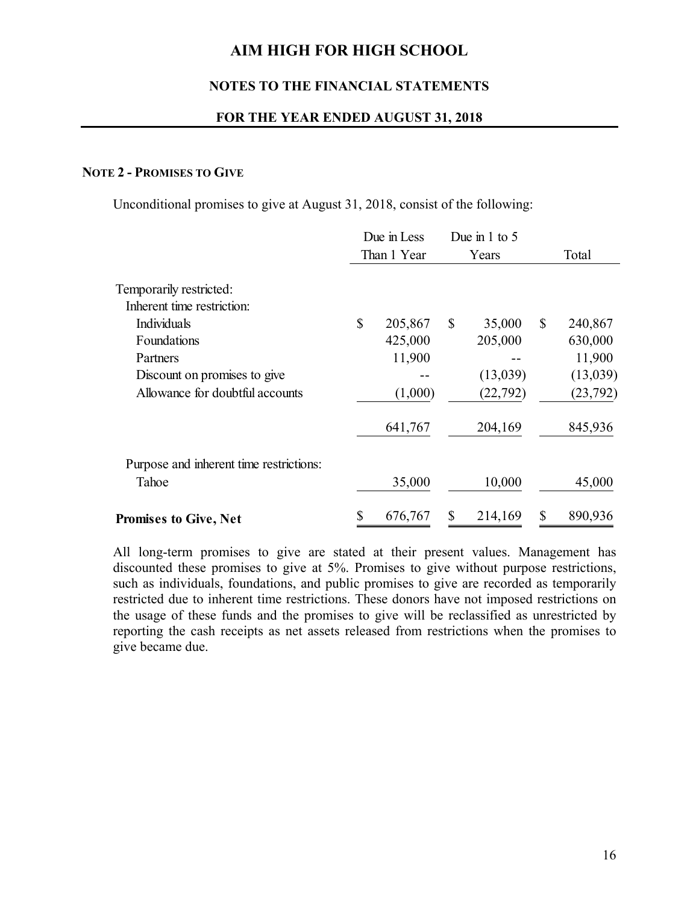# AIM HIGH FOR HIGH SCHOOL

## NOTES TO THE FINANCIAL STATEMENTS

## FOR THE YEAR ENDED AUGUST 31, 2018

### NOTE 2 - PROMISES TO GIVE

Unconditional promises to give at August 31, 2018, consist of the following:

| | Due in Less Than 1 Year | Due in 1 to 5 Years | Total |
|---|---|---|---|
| Temporarily restricted: | | | |
| Inherent time restriction: | | | |
| Individuals | $ 205,867 | $ 35,000 | $ 240,867 |
| Foundations | 425,000 | 205,000 | 630,000 |
| Partners | 11,900 | -- | 11,900 |
| Discount on promises to give | -- | (13,039) | (13,039) |
| Allowance for doubtful accounts | (1,000) | (22,792) | (23,792) |
| | 641,767 | 204,169 | 845,936 |
| Purpose and inherent time restrictions: | | | |
| Tahoe | 35,000 | 10,000 | 45,000 |
| **Promises to Give, Net** | $ 676,767 | $ 214,169 | $ 890,936 |

All long-term promises to give are stated at their present values. Management has discounted these promises to give at 5%. Promises to give without purpose restrictions, such as individuals, foundations, and public promises to give are recorded as temporarily restricted due to inherent time restrictions. These donors have not imposed restrictions on the usage of these funds and the promises to give will be reclassified as unrestricted by reporting the cash receipts as net assets released from restrictions when the promises to give became due.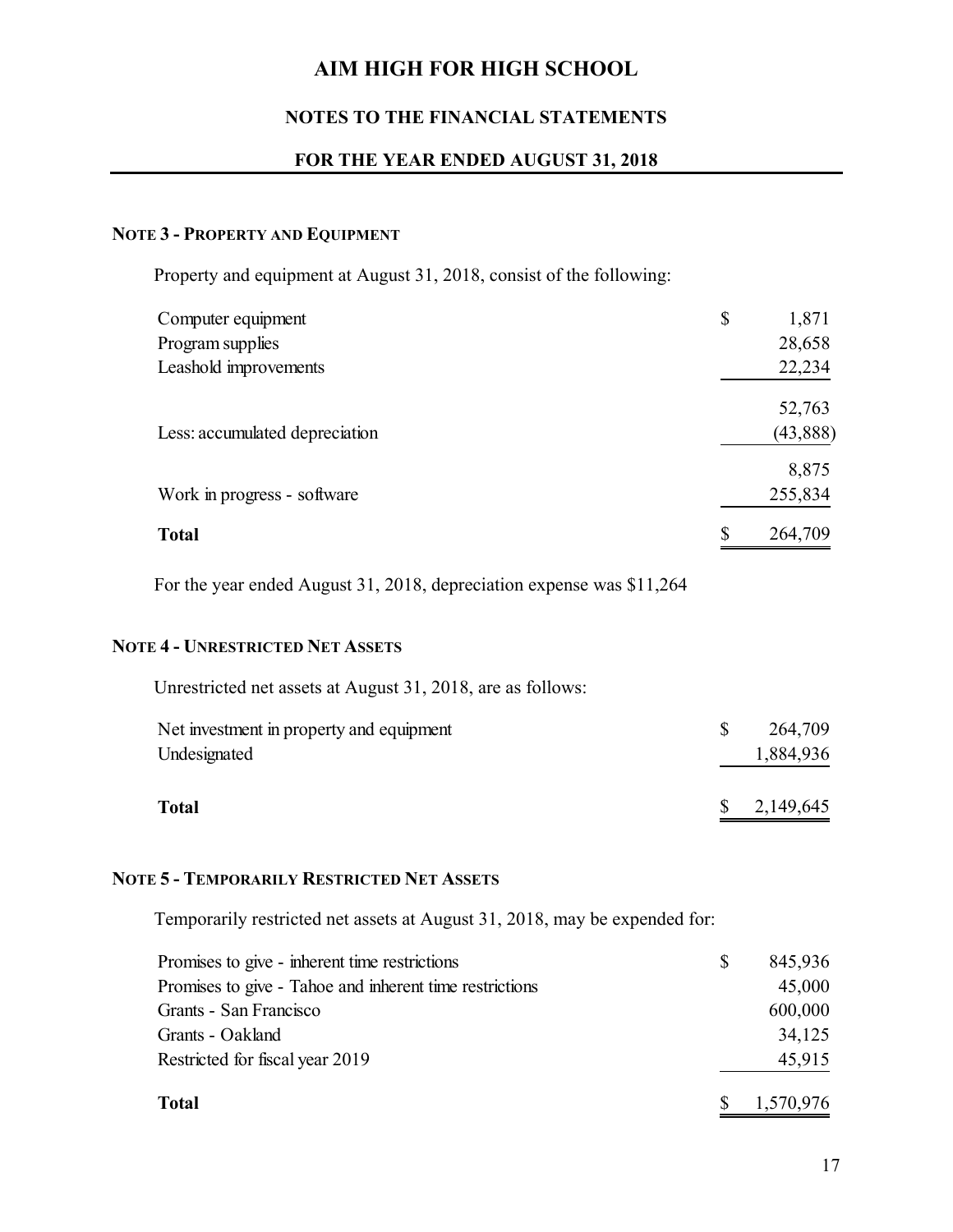# AIM HIGH FOR HIGH SCHOOL

## NOTES TO THE FINANCIAL STATEMENTS

## FOR THE YEAR ENDED AUGUST 31, 2018

### NOTE 3 - PROPERTY AND EQUIPMENT

Property and equipment at August 31, 2018, consist of the following:

| | |
|---|---|
| Computer equipment | $ 1,871 |
| Program supplies | 28,658 |
| Leashold improvements | 22,234 |
| | 52,763 |
| Less: accumulated depreciation | (43,888) |
| | 8,875 |
| Work in progress - software | 255,834 |
| **Total** | $ 264,709 |

For the year ended August 31, 2018, depreciation expense was $11,264

### NOTE 4 - UNRESTRICTED NET ASSETS

Unrestricted net assets at August 31, 2018, are as follows:

| | |
|---|---|
| Net investment in property and equipment | $ 264,709 |
| Undesignated | 1,884,936 |
| **Total** | $ 2,149,645 |

### NOTE 5 - TEMPORARILY RESTRICTED NET ASSETS

Temporarily restricted net assets at August 31, 2018, may be expended for:

| | |
|---|---|
| Promises to give - inherent time restrictions | $ 845,936 |
| Promises to give - Tahoe and inherent time restrictions | 45,000 |
| Grants - San Francisco | 600,000 |
| Grants - Oakland | 34,125 |
| Restricted for fiscal year 2019 | 45,915 |
| **Total** | $ 1,570,976 |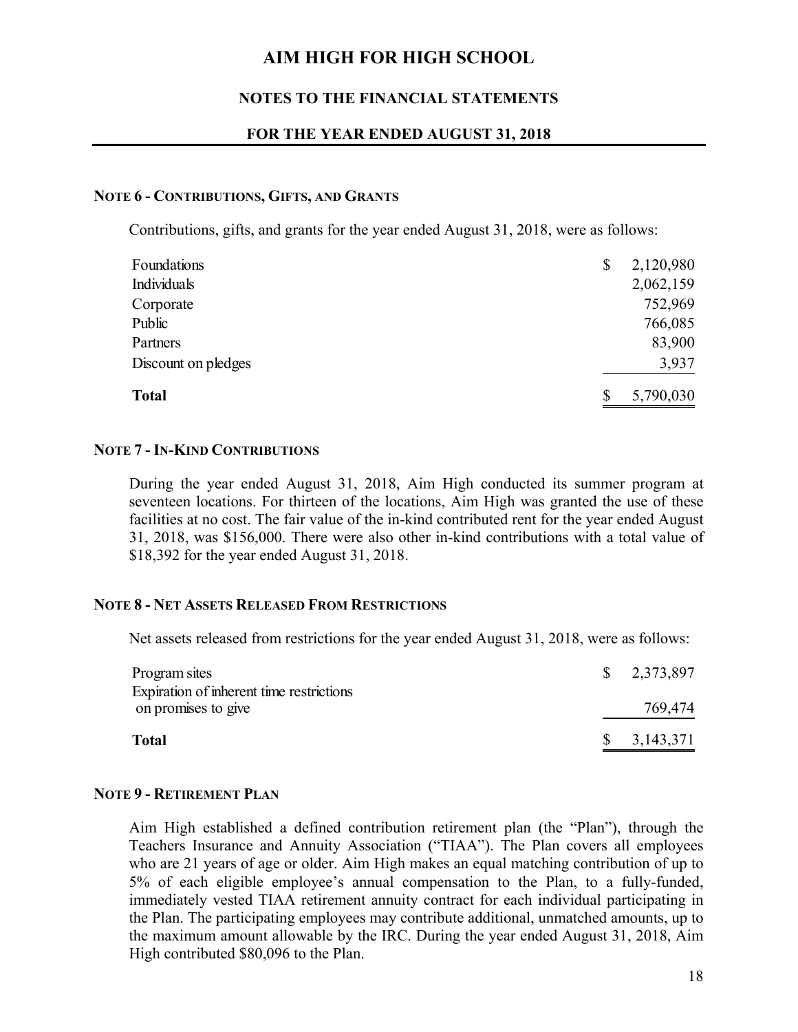# AIM HIGH FOR HIGH SCHOOL

## NOTES TO THE FINANCIAL STATEMENTS

## FOR THE YEAR ENDED AUGUST 31, 2018

### NOTE 6 - CONTRIBUTIONS, GIFTS, AND GRANTS

Contributions, gifts, and grants for the year ended August 31, 2018, were as follows:

| | |
|---|---|
| Foundations | $ 2,120,980 |
| Individuals | 2,062,159 |
| Corporate | 752,969 |
| Public | 766,085 |
| Partners | 83,900 |
| Discount on pledges | 3,937 |
| **Total** | $ 5,790,030 |

### NOTE 7 - IN-KIND CONTRIBUTIONS

During the year ended August 31, 2018, Aim High conducted its summer program at seventeen locations. For thirteen of the locations, Aim High was granted the use of these facilities at no cost. The fair value of the in-kind contributed rent for the year ended August 31, 2018, was $156,000. There were also other in-kind contributions with a total value of $18,392 for the year ended August 31, 2018.

### NOTE 8 - NET ASSETS RELEASED FROM RESTRICTIONS

Net assets released from restrictions for the year ended August 31, 2018, were as follows:

| | |
|---|---|
| Program sites | $ 2,373,897 |
| Expiration of inherent time restrictions on promises to give | 769,474 |
| **Total** | $ 3,143,371 |

### NOTE 9 - RETIREMENT PLAN

Aim High established a defined contribution retirement plan (the "Plan"), through the Teachers Insurance and Annuity Association ("TIAA"). The Plan covers all employees who are 21 years of age or older. Aim High makes an equal matching contribution of up to 5% of each eligible employee's annual compensation to the Plan, to a fully-funded, immediately vested TIAA retirement annuity contract for each individual participating in the Plan. The participating employees may contribute additional, unmatched amounts, up to the maximum amount allowable by the IRC. During the year ended August 31, 2018, Aim High contributed $80,096 to the Plan.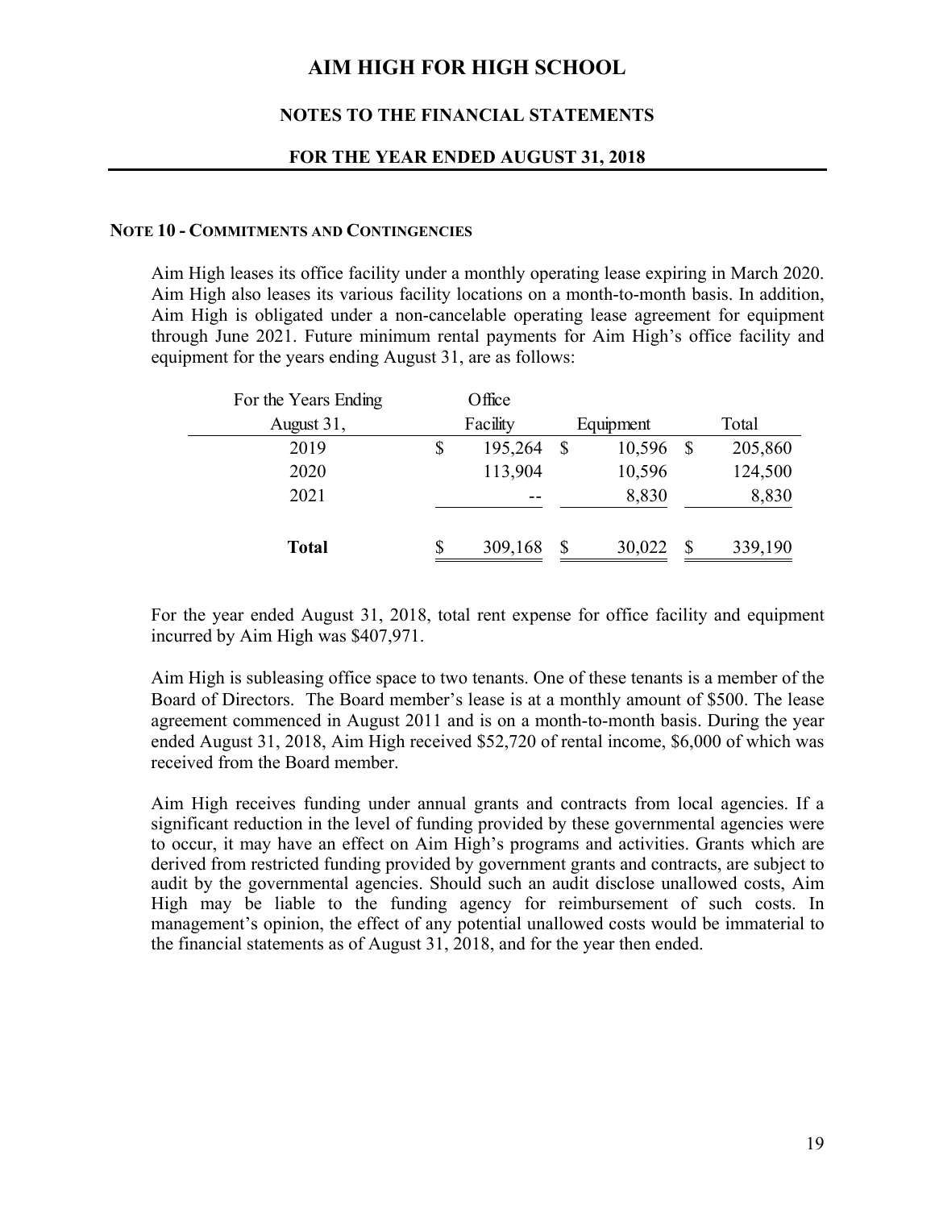# AIM HIGH FOR HIGH SCHOOL

## NOTES TO THE FINANCIAL STATEMENTS

## FOR THE YEAR ENDED AUGUST 31, 2018

**NOTE 10 - COMMITMENTS AND CONTINGENCIES**

Aim High leases its office facility under a monthly operating lease expiring in March 2020. Aim High also leases its various facility locations on a month-to-month basis. In addition, Aim High is obligated under a non-cancelable operating lease agreement for equipment through June 2021. Future minimum rental payments for Aim High's office facility and equipment for the years ending August 31, are as follows:

| For the Years Ending August 31, | Office Facility | Equipment | Total |
|---|---|---|---|
| 2019 | $ 195,264 | $ 10,596 | $ 205,860 |
| 2020 | 113,904 | 10,596 | 124,500 |
| 2021 | -- | 8,830 | 8,830 |
| **Total** | $ 309,168 | $ 30,022 | $ 339,190 |

For the year ended August 31, 2018, total rent expense for office facility and equipment incurred by Aim High was $407,971.

Aim High is subleasing office space to two tenants. One of these tenants is a member of the Board of Directors. The Board member's lease is at a monthly amount of $500. The lease agreement commenced in August 2011 and is on a month-to-month basis. During the year ended August 31, 2018, Aim High received $52,720 of rental income, $6,000 of which was received from the Board member.

Aim High receives funding under annual grants and contracts from local agencies. If a significant reduction in the level of funding provided by these governmental agencies were to occur, it may have an effect on Aim High's programs and activities. Grants which are derived from restricted funding provided by government grants and contracts, are subject to audit by the governmental agencies. Should such an audit disclose unallowed costs, Aim High may be liable to the funding agency for reimbursement of such costs. In management's opinion, the effect of any potential unallowed costs would be immaterial to the financial statements as of August 31, 2018, and for the year then ended.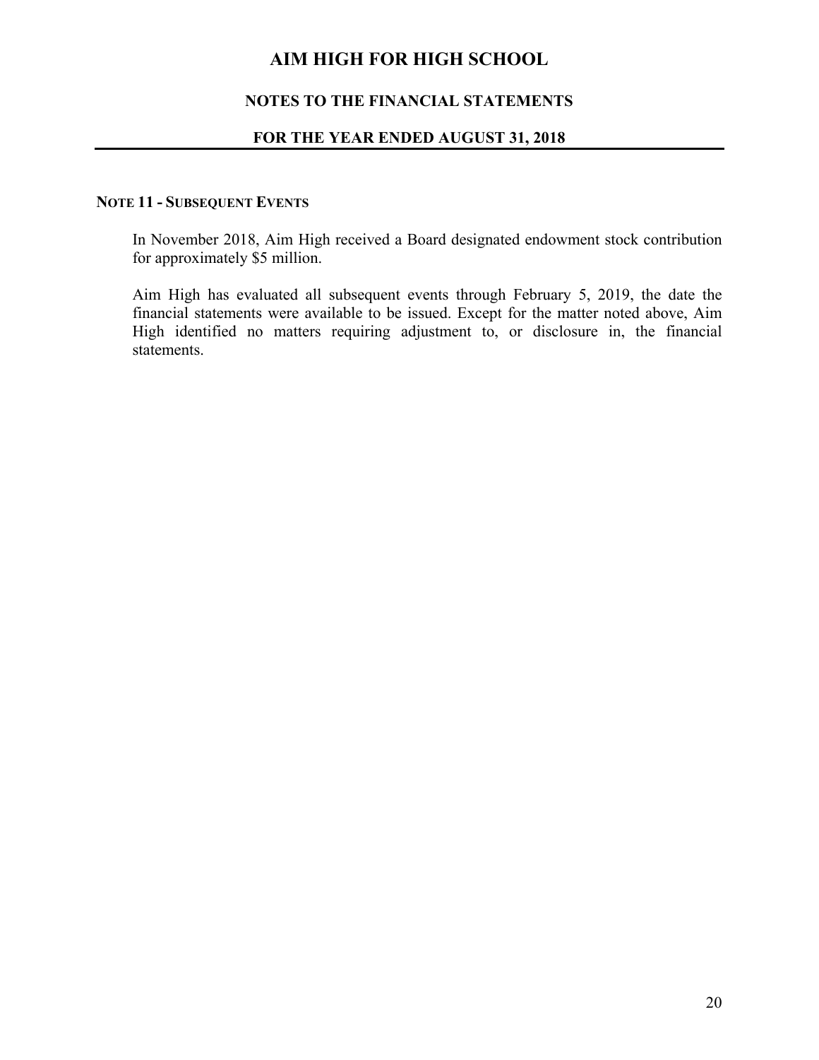# AIM HIGH FOR HIGH SCHOOL

## NOTES TO THE FINANCIAL STATEMENTS

## FOR THE YEAR ENDED AUGUST 31, 2018

### NOTE 11 - SUBSEQUENT EVENTS

In November 2018, Aim High received a Board designated endowment stock contribution for approximately $5 million.

Aim High has evaluated all subsequent events through February 5, 2019, the date the financial statements were available to be issued. Except for the matter noted above, Aim High identified no matters requiring adjustment to, or disclosure in, the financial statements.